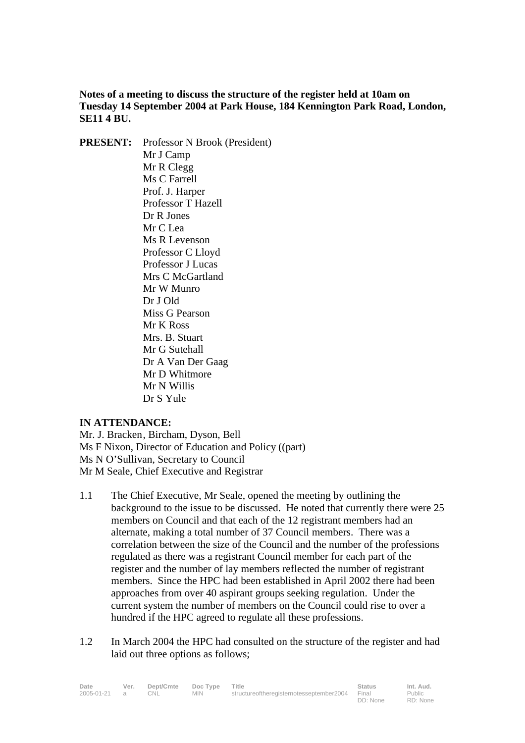**Notes of a meeting to discuss the structure of the register held at 10am on Tuesday 14 September 2004 at Park House, 184 Kennington Park Road, London, SE11 4 BU.**

**PRESENT:** Professor N Brook (President)
Mr J Camp
Mr R Clegg
Ms C Farrell
Prof. J. Harper
Professor T Hazell
Dr R Jones
Mr C Lea
Ms R Levenson
Professor C Lloyd
Professor J Lucas
Mrs C McGartland
Mr W Munro
Dr J Old
Miss G Pearson
Mr K Ross
Mrs. B. Stuart
Mr G Sutehall
Dr A Van Der Gaag
Mr D Whitmore
Mr N Willis
Dr S Yule

**IN ATTENDANCE:**
Mr. J. Bracken, Bircham, Dyson, Bell
Ms F Nixon, Director of Education and Policy ((part)
Ms N O'Sullivan, Secretary to Council
Mr M Seale, Chief Executive and Registrar

1.1 The Chief Executive, Mr Seale, opened the meeting by outlining the background to the issue to be discussed. He noted that currently there were 25 members on Council and that each of the 12 registrant members had an alternate, making a total number of 37 Council members. There was a correlation between the size of the Council and the number of the professions regulated as there was a registrant Council member for each part of the register and the number of lay members reflected the number of registrant members. Since the HPC had been established in April 2002 there had been approaches from over 40 aspirant groups seeking regulation. Under the current system the number of members on the Council could rise to over a hundred if the HPC agreed to regulate all these professions.

1.2 In March 2004 the HPC had consulted on the structure of the register and had laid out three options as follows;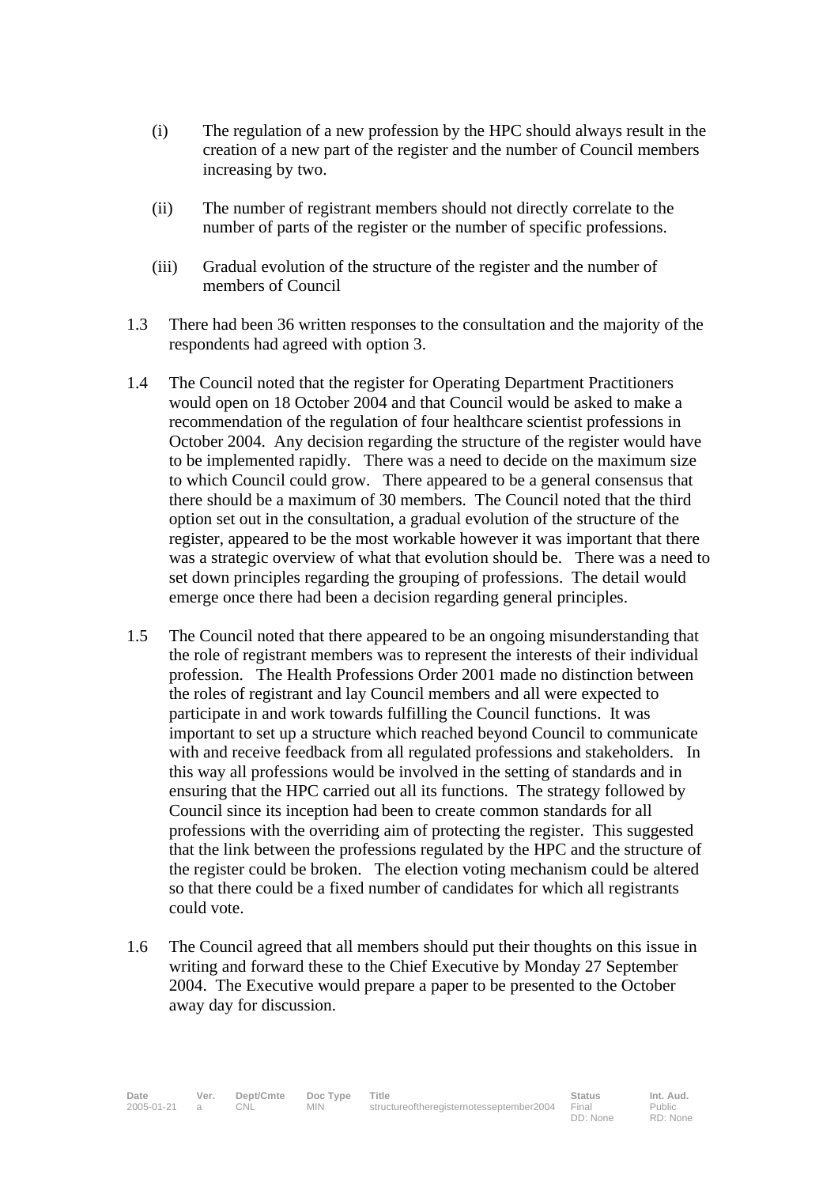(i) The regulation of a new profession by the HPC should always result in the creation of a new part of the register and the number of Council members increasing by two.

(ii) The number of registrant members should not directly correlate to the number of parts of the register or the number of specific professions.

(iii) Gradual evolution of the structure of the register and the number of members of Council

1.3 There had been 36 written responses to the consultation and the majority of the respondents had agreed with option 3.

1.4 The Council noted that the register for Operating Department Practitioners would open on 18 October 2004 and that Council would be asked to make a recommendation of the regulation of four healthcare scientist professions in October 2004. Any decision regarding the structure of the register would have to be implemented rapidly. There was a need to decide on the maximum size to which Council could grow. There appeared to be a general consensus that there should be a maximum of 30 members. The Council noted that the third option set out in the consultation, a gradual evolution of the structure of the register, appeared to be the most workable however it was important that there was a strategic overview of what that evolution should be. There was a need to set down principles regarding the grouping of professions. The detail would emerge once there had been a decision regarding general principles.

1.5 The Council noted that there appeared to be an ongoing misunderstanding that the role of registrant members was to represent the interests of their individual profession. The Health Professions Order 2001 made no distinction between the roles of registrant and lay Council members and all were expected to participate in and work towards fulfilling the Council functions. It was important to set up a structure which reached beyond Council to communicate with and receive feedback from all regulated professions and stakeholders. In this way all professions would be involved in the setting of standards and in ensuring that the HPC carried out all its functions. The strategy followed by Council since its inception had been to create common standards for all professions with the overriding aim of protecting the register. This suggested that the link between the professions regulated by the HPC and the structure of the register could be broken. The election voting mechanism could be altered so that there could be a fixed number of candidates for which all registrants could vote.

1.6 The Council agreed that all members should put their thoughts on this issue in writing and forward these to the Chief Executive by Monday 27 September 2004. The Executive would prepare a paper to be presented to the October away day for discussion.